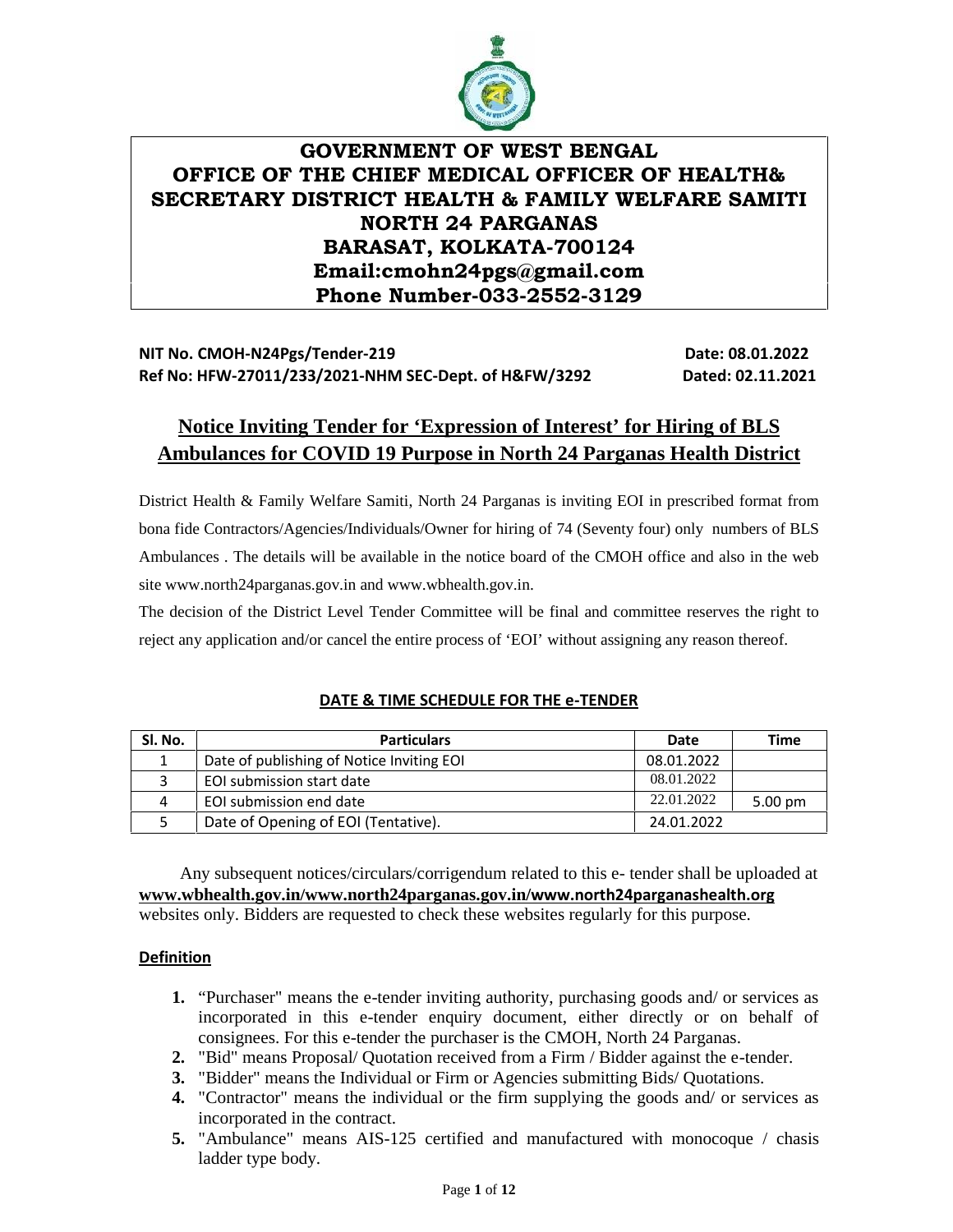# GOVERNMENT OF WEST BENGAL
# OFFICE OF THE CHIEF MEDICAL OFFICER OF HEALTH& SECRETARY DISTRICT HEALTH & FAMILY WELFARE SAMITI NORTH 24 PARGANAS
# BARASAT, KOLKATA-700124
# Email:cmohn24pgs@gmail.com
# Phone Number-033-2552-3129

**NIT No. CMOH-N24Pgs/Tender-219** **Date: 08.01.2022**
**Ref No: HFW-27011/233/2021-NHM SEC-Dept. of H&FW/3292** **Dated: 02.11.2021**

## Notice Inviting Tender for 'Expression of Interest' for Hiring of BLS Ambulances for COVID 19 Purpose in North 24 Parganas Health District

District Health & Family Welfare Samiti, North 24 Parganas is inviting EOI in prescribed format from bona fide Contractors/Agencies/Individuals/Owner for hiring of 74 (Seventy four) only numbers of BLS Ambulances . The details will be available in the notice board of the CMOH office and also in the web site www.north24parganas.gov.in and www.wbhealth.gov.in.

The decision of the District Level Tender Committee will be final and committee reserves the right to reject any application and/or cancel the entire process of 'EOI' without assigning any reason thereof.

### DATE & TIME SCHEDULE FOR THE e-TENDER

| Sl. No. | Particulars | Date | Time |
|---|---|---|---|
| 1 | Date of publishing of Notice Inviting EOI | 08.01.2022 | |
| 3 | EOI submission start date | 08.01.2022 | |
| 4 | EOI submission end date | 22.01.2022 | 5.00 pm |
| 5 | Date of Opening of EOI (Tentative). | 24.01.2022 | |

Any subsequent notices/circulars/corrigendum related to this e- tender shall be uploaded at **www.wbhealth.gov.in/www.north24parganas.gov.in/www.north24parganashealth.org** websites only. Bidders are requested to check these websites regularly for this purpose.

### Definition

1. "Purchaser" means the e-tender inviting authority, purchasing goods and/ or services as incorporated in this e-tender enquiry document, either directly or on behalf of consignees. For this e-tender the purchaser is the CMOH, North 24 Parganas.
2. "Bid" means Proposal/ Quotation received from a Firm / Bidder against the e-tender.
3. "Bidder" means the Individual or Firm or Agencies submitting Bids/ Quotations.
4. "Contractor" means the individual or the firm supplying the goods and/ or services as incorporated in the contract.
5. "Ambulance" means AIS-125 certified and manufactured with monocoque / chasis ladder type body.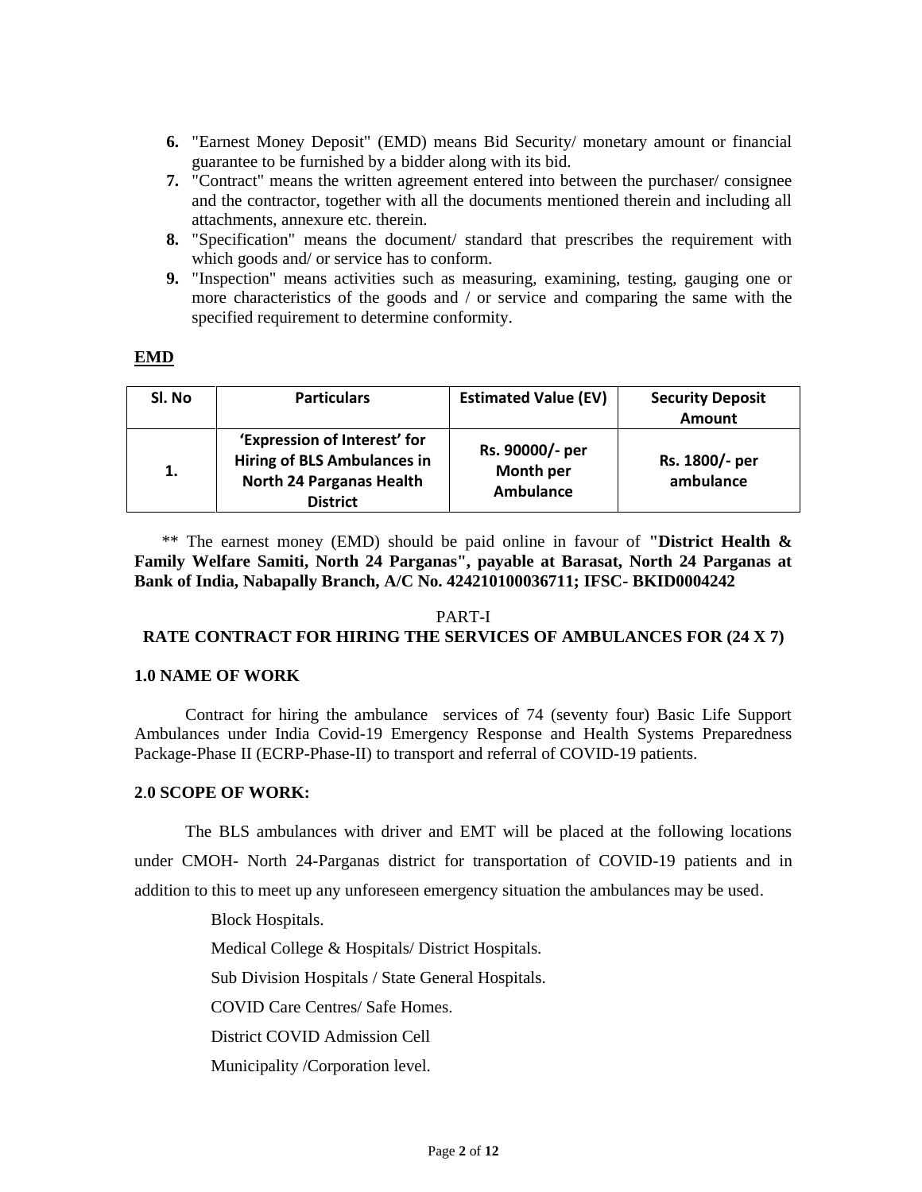6. "Earnest Money Deposit" (EMD) means Bid Security/ monetary amount or financial guarantee to be furnished by a bidder along with its bid.
7. "Contract" means the written agreement entered into between the purchaser/ consignee and the contractor, together with all the documents mentioned therein and including all attachments, annexure etc. therein.
8. "Specification" means the document/ standard that prescribes the requirement with which goods and/ or service has to conform.
9. "Inspection" means activities such as measuring, examining, testing, gauging one or more characteristics of the goods and / or service and comparing the same with the specified requirement to determine conformity.

**EMD**

| Sl. No | Particulars | Estimated Value (EV) | Security Deposit Amount |
|---|---|---|---|
| **1.** | **'Expression of Interest' for Hiring of BLS Ambulances in North 24 Parganas Health District** | **Rs. 90000/- per Month per Ambulance** | **Rs. 1800/- per ambulance** |

** The earnest money (EMD) should be paid online in favour of **"District Health & Family Welfare Samiti, North 24 Parganas", payable at Barasat, North 24 Parganas at Bank of India, Nabapally Branch, A/C No. 424210100036711; IFSC- BKID0004242**

PART-I

## RATE CONTRACT FOR HIRING THE SERVICES OF AMBULANCES FOR (24 X 7)

### 1.0 NAME OF WORK

Contract for hiring the ambulance services of 74 (seventy four) Basic Life Support Ambulances under India Covid-19 Emergency Response and Health Systems Preparedness Package-Phase II (ECRP-Phase-II) to transport and referral of COVID-19 patients.

### 2.0 SCOPE OF WORK:

The BLS ambulances with driver and EMT will be placed at the following locations under CMOH- North 24-Parganas district for transportation of COVID-19 patients and in addition to this to meet up any unforeseen emergency situation the ambulances may be used.

Block Hospitals.

Medical College & Hospitals/ District Hospitals.

Sub Division Hospitals / State General Hospitals.

COVID Care Centres/ Safe Homes.

District COVID Admission Cell

Municipality /Corporation level.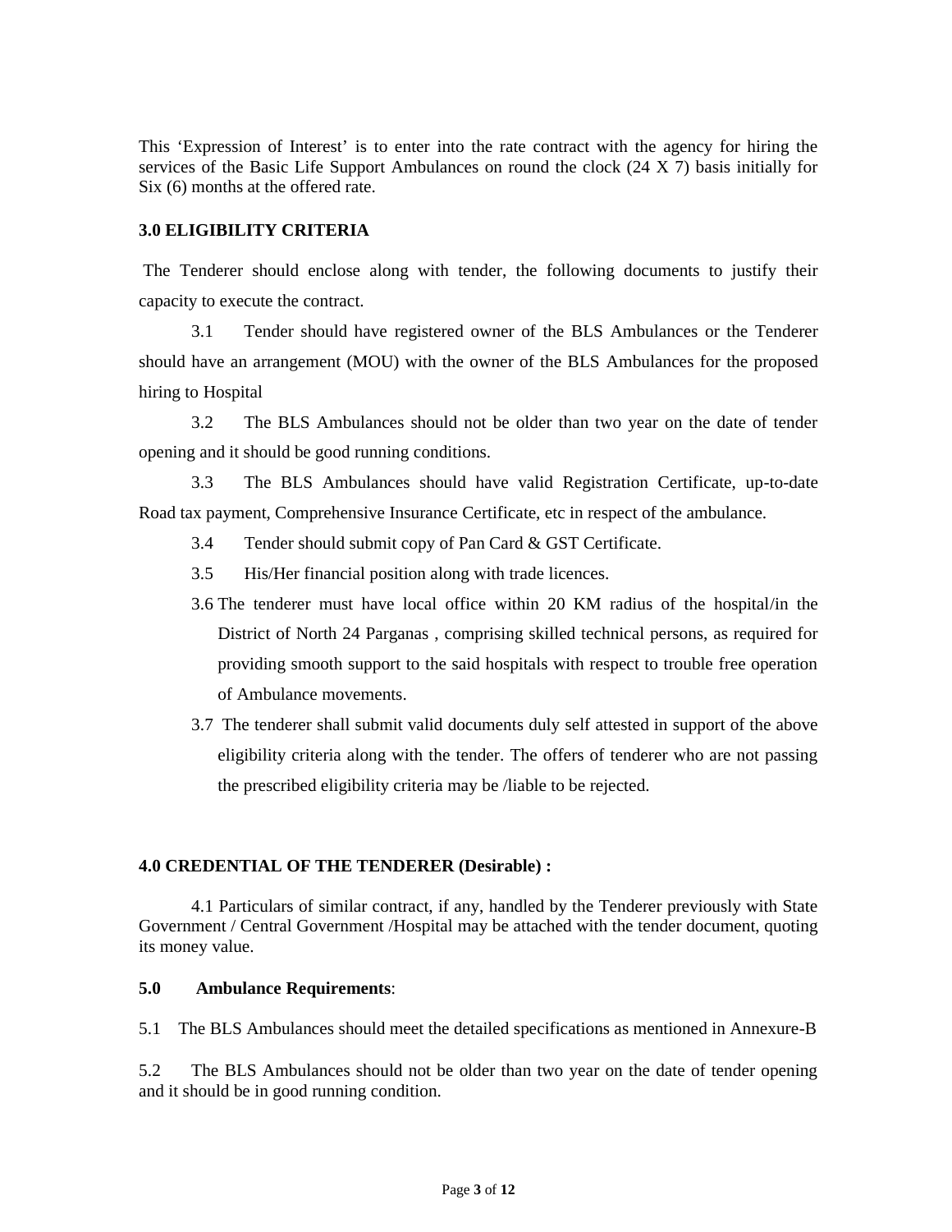This ‘Expression of Interest’ is to enter into the rate contract with the agency for hiring the services of the Basic Life Support Ambulances on round the clock (24 X 7) basis initially for Six (6) months at the offered rate.

**3.0 ELIGIBILITY CRITERIA**

The Tenderer should enclose along with tender, the following documents to justify their capacity to execute the contract.

3.1 Tender should have registered owner of the BLS Ambulances or the Tenderer should have an arrangement (MOU) with the owner of the BLS Ambulances for the proposed hiring to Hospital

3.2 The BLS Ambulances should not be older than two year on the date of tender opening and it should be good running conditions.

3.3 The BLS Ambulances should have valid Registration Certificate, up-to-date Road tax payment, Comprehensive Insurance Certificate, etc in respect of the ambulance.

3.4 Tender should submit copy of Pan Card & GST Certificate.

3.5 His/Her financial position along with trade licences.

3.6 The tenderer must have local office within 20 KM radius of the hospital/in the District of North 24 Parganas , comprising skilled technical persons, as required for providing smooth support to the said hospitals with respect to trouble free operation of Ambulance movements.

3.7 The tenderer shall submit valid documents duly self attested in support of the above eligibility criteria along with the tender. The offers of tenderer who are not passing the prescribed eligibility criteria may be /liable to be rejected.

**4.0 CREDENTIAL OF THE TENDERER (Desirable) :**

4.1 Particulars of similar contract, if any, handled by the Tenderer previously with State Government / Central Government /Hospital may be attached with the tender document, quoting its money value.

**5.0 Ambulance Requirements**:

5.1 The BLS Ambulances should meet the detailed specifications as mentioned in Annexure-B

5.2 The BLS Ambulances should not be older than two year on the date of tender opening and it should be in good running condition.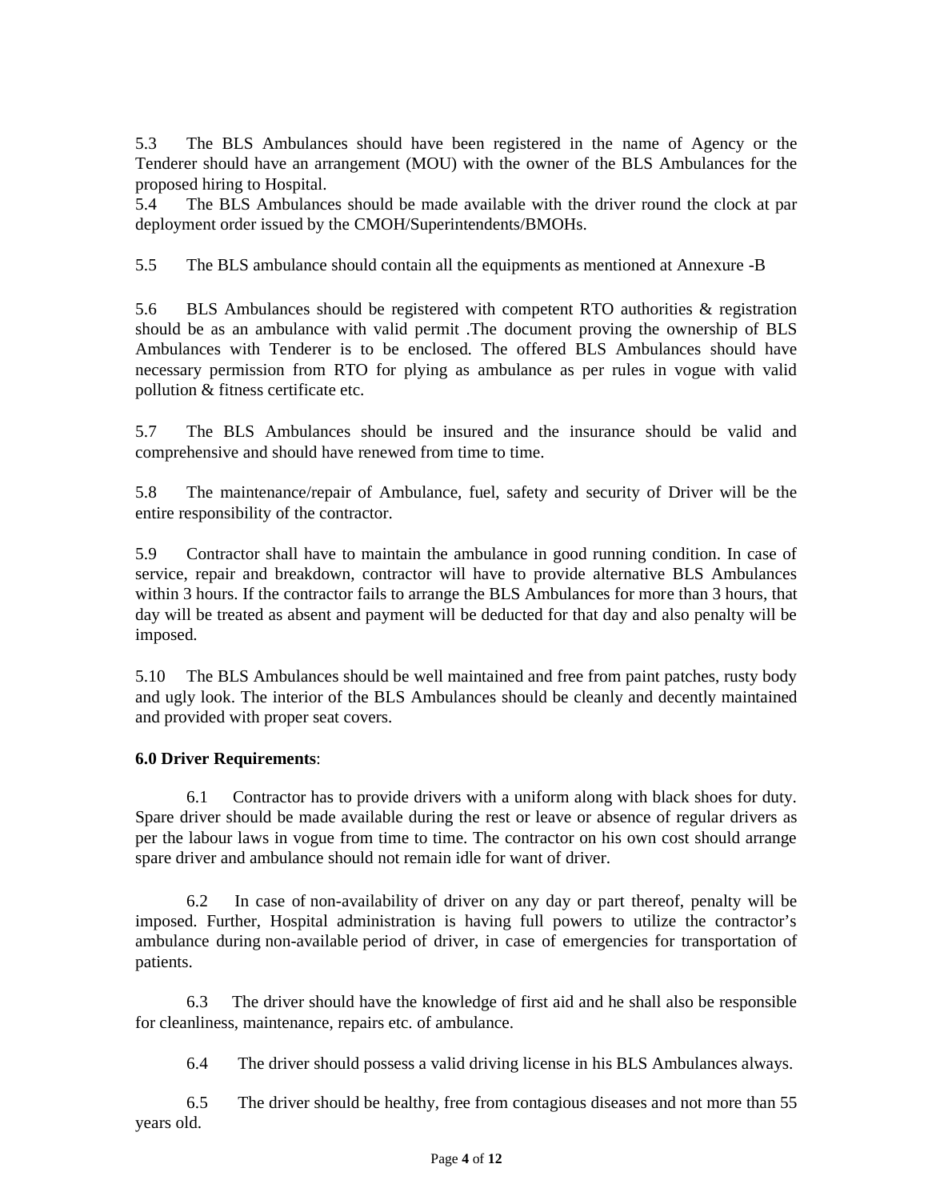5.3 The BLS Ambulances should have been registered in the name of Agency or the Tenderer should have an arrangement (MOU) with the owner of the BLS Ambulances for the proposed hiring to Hospital.

5.4 The BLS Ambulances should be made available with the driver round the clock at par deployment order issued by the CMOH/Superintendents/BMOHs.

5.5 The BLS ambulance should contain all the equipments as mentioned at Annexure -B

5.6 BLS Ambulances should be registered with competent RTO authorities & registration should be as an ambulance with valid permit .The document proving the ownership of BLS Ambulances with Tenderer is to be enclosed. The offered BLS Ambulances should have necessary permission from RTO for plying as ambulance as per rules in vogue with valid pollution & fitness certificate etc.

5.7 The BLS Ambulances should be insured and the insurance should be valid and comprehensive and should have renewed from time to time.

5.8 The maintenance/repair of Ambulance, fuel, safety and security of Driver will be the entire responsibility of the contractor.

5.9 Contractor shall have to maintain the ambulance in good running condition. In case of service, repair and breakdown, contractor will have to provide alternative BLS Ambulances within 3 hours. If the contractor fails to arrange the BLS Ambulances for more than 3 hours, that day will be treated as absent and payment will be deducted for that day and also penalty will be imposed.

5.10 The BLS Ambulances should be well maintained and free from paint patches, rusty body and ugly look. The interior of the BLS Ambulances should be cleanly and decently maintained and provided with proper seat covers.

**6.0 Driver Requirements**:

6.1 Contractor has to provide drivers with a uniform along with black shoes for duty. Spare driver should be made available during the rest or leave or absence of regular drivers as per the labour laws in vogue from time to time. The contractor on his own cost should arrange spare driver and ambulance should not remain idle for want of driver.

6.2 In case of non-availability of driver on any day or part thereof, penalty will be imposed. Further, Hospital administration is having full powers to utilize the contractor's ambulance during non-available period of driver, in case of emergencies for transportation of patients.

6.3 The driver should have the knowledge of first aid and he shall also be responsible for cleanliness, maintenance, repairs etc. of ambulance.

6.4 The driver should possess a valid driving license in his BLS Ambulances always.

6.5 The driver should be healthy, free from contagious diseases and not more than 55 years old.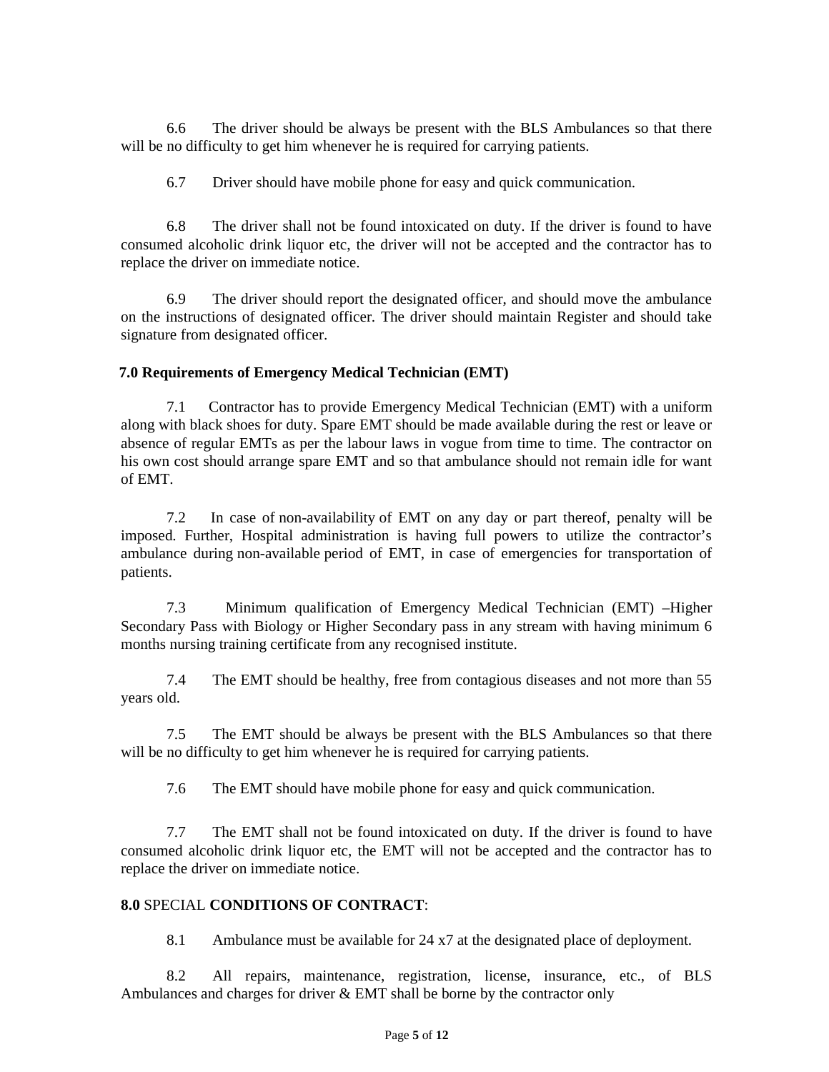6.6 The driver should be always be present with the BLS Ambulances so that there will be no difficulty to get him whenever he is required for carrying patients.

6.7 Driver should have mobile phone for easy and quick communication.

6.8 The driver shall not be found intoxicated on duty. If the driver is found to have consumed alcoholic drink liquor etc, the driver will not be accepted and the contractor has to replace the driver on immediate notice.

6.9 The driver should report the designated officer, and should move the ambulance on the instructions of designated officer. The driver should maintain Register and should take signature from designated officer.

**7.0 Requirements of Emergency Medical Technician (EMT)**

7.1 Contractor has to provide Emergency Medical Technician (EMT) with a uniform along with black shoes for duty. Spare EMT should be made available during the rest or leave or absence of regular EMTs as per the labour laws in vogue from time to time. The contractor on his own cost should arrange spare EMT and so that ambulance should not remain idle for want of EMT.

7.2 In case of non-availability of EMT on any day or part thereof, penalty will be imposed. Further, Hospital administration is having full powers to utilize the contractor's ambulance during non-available period of EMT, in case of emergencies for transportation of patients.

7.3 Minimum qualification of Emergency Medical Technician (EMT) –Higher Secondary Pass with Biology or Higher Secondary pass in any stream with having minimum 6 months nursing training certificate from any recognised institute.

7.4 The EMT should be healthy, free from contagious diseases and not more than 55 years old.

7.5 The EMT should be always be present with the BLS Ambulances so that there will be no difficulty to get him whenever he is required for carrying patients.

7.6 The EMT should have mobile phone for easy and quick communication.

7.7 The EMT shall not be found intoxicated on duty. If the driver is found to have consumed alcoholic drink liquor etc, the EMT will not be accepted and the contractor has to replace the driver on immediate notice.

**8.0** SPECIAL **CONDITIONS OF CONTRACT**:

8.1 Ambulance must be available for 24 x7 at the designated place of deployment.

8.2 All repairs, maintenance, registration, license, insurance, etc., of BLS Ambulances and charges for driver & EMT shall be borne by the contractor only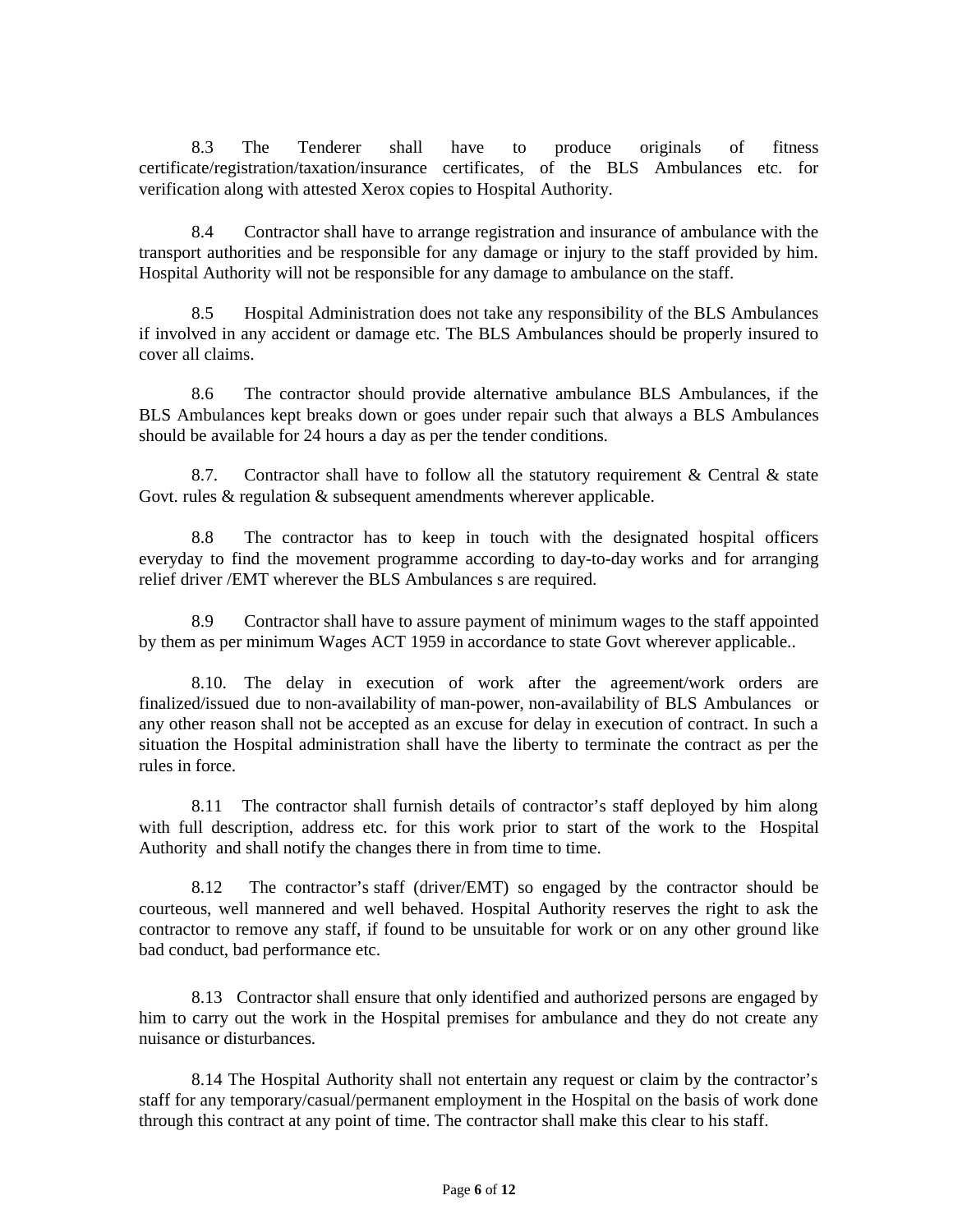8.3 The Tenderer shall have to produce originals of fitness certificate/registration/taxation/insurance certificates, of the BLS Ambulances etc. for verification along with attested Xerox copies to Hospital Authority.

8.4 Contractor shall have to arrange registration and insurance of ambulance with the transport authorities and be responsible for any damage or injury to the staff provided by him. Hospital Authority will not be responsible for any damage to ambulance on the staff.

8.5 Hospital Administration does not take any responsibility of the BLS Ambulances if involved in any accident or damage etc. The BLS Ambulances should be properly insured to cover all claims.

8.6 The contractor should provide alternative ambulance BLS Ambulances, if the BLS Ambulances kept breaks down or goes under repair such that always a BLS Ambulances should be available for 24 hours a day as per the tender conditions.

8.7. Contractor shall have to follow all the statutory requirement & Central & state Govt. rules & regulation & subsequent amendments wherever applicable.

8.8 The contractor has to keep in touch with the designated hospital officers everyday to find the movement programme according to day-to-day works and for arranging relief driver /EMT wherever the BLS Ambulances s are required.

8.9 Contractor shall have to assure payment of minimum wages to the staff appointed by them as per minimum Wages ACT 1959 in accordance to state Govt wherever applicable..

8.10. The delay in execution of work after the agreement/work orders are finalized/issued due to non-availability of man-power, non-availability of BLS Ambulances or any other reason shall not be accepted as an excuse for delay in execution of contract. In such a situation the Hospital administration shall have the liberty to terminate the contract as per the rules in force.

8.11 The contractor shall furnish details of contractor's staff deployed by him along with full description, address etc. for this work prior to start of the work to the Hospital Authority and shall notify the changes there in from time to time.

8.12 The contractor's staff (driver/EMT) so engaged by the contractor should be courteous, well mannered and well behaved. Hospital Authority reserves the right to ask the contractor to remove any staff, if found to be unsuitable for work or on any other ground like bad conduct, bad performance etc.

8.13 Contractor shall ensure that only identified and authorized persons are engaged by him to carry out the work in the Hospital premises for ambulance and they do not create any nuisance or disturbances.

8.14 The Hospital Authority shall not entertain any request or claim by the contractor's staff for any temporary/casual/permanent employment in the Hospital on the basis of work done through this contract at any point of time. The contractor shall make this clear to his staff.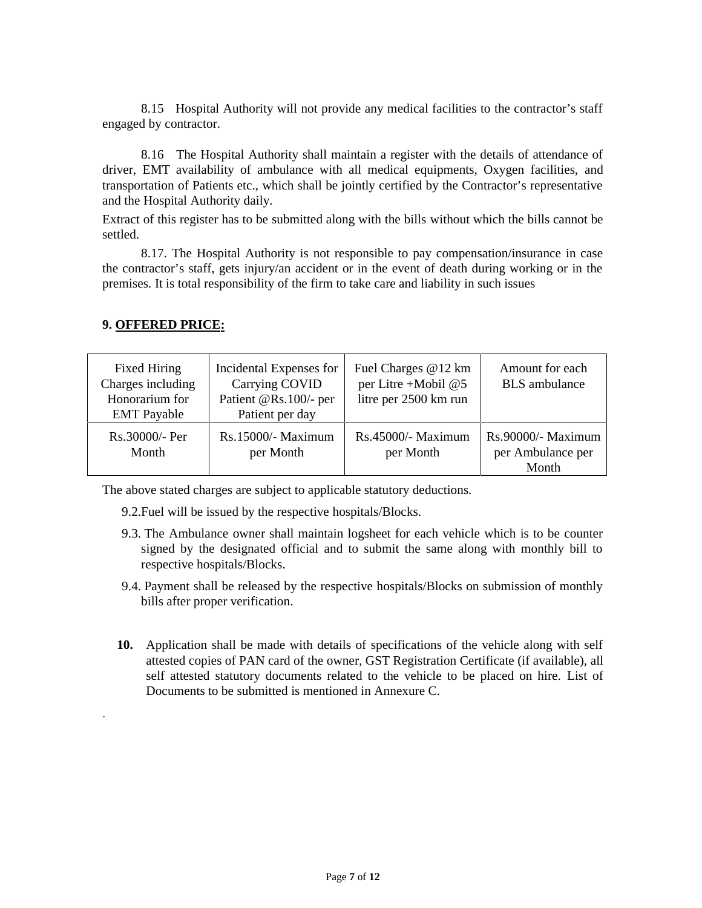8.15 Hospital Authority will not provide any medical facilities to the contractor's staff engaged by contractor.

8.16 The Hospital Authority shall maintain a register with the details of attendance of driver, EMT availability of ambulance with all medical equipments, Oxygen facilities, and transportation of Patients etc., which shall be jointly certified by the Contractor's representative and the Hospital Authority daily.

Extract of this register has to be submitted along with the bills without which the bills cannot be settled.

8.17. The Hospital Authority is not responsible to pay compensation/insurance in case the contractor's staff, gets injury/an accident or in the event of death during working or in the premises. It is total responsibility of the firm to take care and liability in such issues

**9. <u>OFFERED PRICE:</u>**

| Fixed Hiring Charges including Honorarium for EMT Payable | Incidental Expenses for Carrying COVID Patient @Rs.100/- per Patient per day | Fuel Charges @12 km per Litre +Mobil @5 litre per 2500 km run | Amount for each BLS ambulance |
|---|---|---|---|
| Rs.30000/- Per Month | Rs.15000/- Maximum per Month | Rs.45000/- Maximum per Month | Rs.90000/- Maximum per Ambulance per Month |

The above stated charges are subject to applicable statutory deductions.

9.2.Fuel will be issued by the respective hospitals/Blocks.

9.3. The Ambulance owner shall maintain logsheet for each vehicle which is to be counter signed by the designated official and to submit the same along with monthly bill to respective hospitals/Blocks.

9.4. Payment shall be released by the respective hospitals/Blocks on submission of monthly bills after proper verification.

**10.** Application shall be made with details of specifications of the vehicle along with self attested copies of PAN card of the owner, GST Registration Certificate (if available), all self attested statutory documents related to the vehicle to be placed on hire. List of Documents to be submitted is mentioned in Annexure C.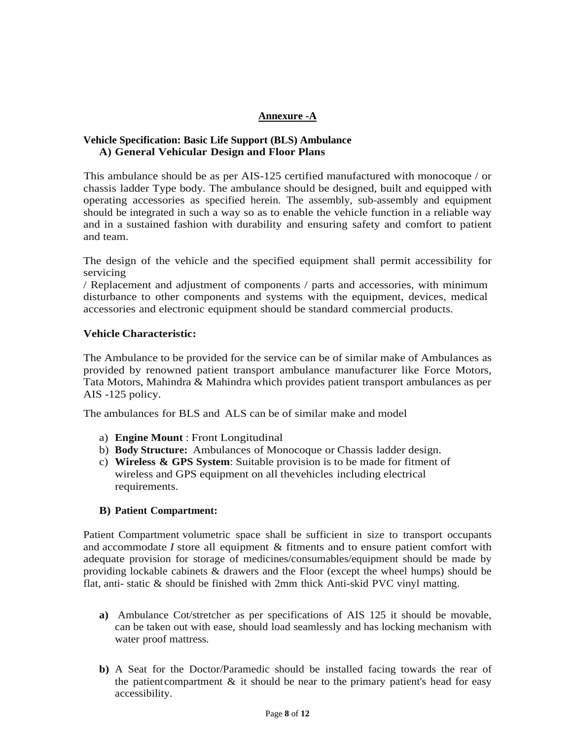**Annexure -A**

**Vehicle Specification: Basic Life Support (BLS) Ambulance**

**A) General Vehicular Design and Floor Plans**

This ambulance should be as per AIS-125 certified manufactured with monocoque / or chassis ladder Type body. The ambulance should be designed, built and equipped with operating accessories as specified herein. The assembly, sub-assembly and equipment should be integrated in such a way so as to enable the vehicle function in a reliable way and in a sustained fashion with durability and ensuring safety and comfort to patient and team.

The design of the vehicle and the specified equipment shall permit accessibility for servicing

/ Replacement and adjustment of components / parts and accessories, with minimum disturbance to other components and systems with the equipment, devices, medical accessories and electronic equipment should be standard commercial products.

**Vehicle Characteristic:**

The Ambulance to be provided for the service can be of similar make of Ambulances as provided by renowned patient transport ambulance manufacturer like Force Motors, Tata Motors, Mahindra & Mahindra which provides patient transport ambulances as per AIS -125 policy.

The ambulances for BLS and ALS can be of similar make and model

a) **Engine Mount** : Front Longitudinal
b) **Body Structure:** Ambulances of Monocoque or Chassis ladder design.
c) **Wireless & GPS System**: Suitable provision is to be made for fitment of wireless and GPS equipment on all thevehicles including electrical requirements.

**B) Patient Compartment:**

Patient Compartment volumetric space shall be sufficient in size to transport occupants and accommodate *I* store all equipment & fitments and to ensure patient comfort with adequate provision for storage of medicines/consumables/equipment should be made by providing lockable cabinets & drawers and the Floor (except the wheel humps) should be flat, anti- static & should be finished with 2mm thick Anti-skid PVC vinyl matting.

**a)** Ambulance Cot/stretcher as per specifications of AIS 125 it should be movable, can be taken out with ease, should load seamlessly and has locking mechanism with water proof mattress.

**b)** A Seat for the Doctor/Paramedic should be installed facing towards the rear of the patient compartment & it should be near to the primary patient's head for easy accessibility.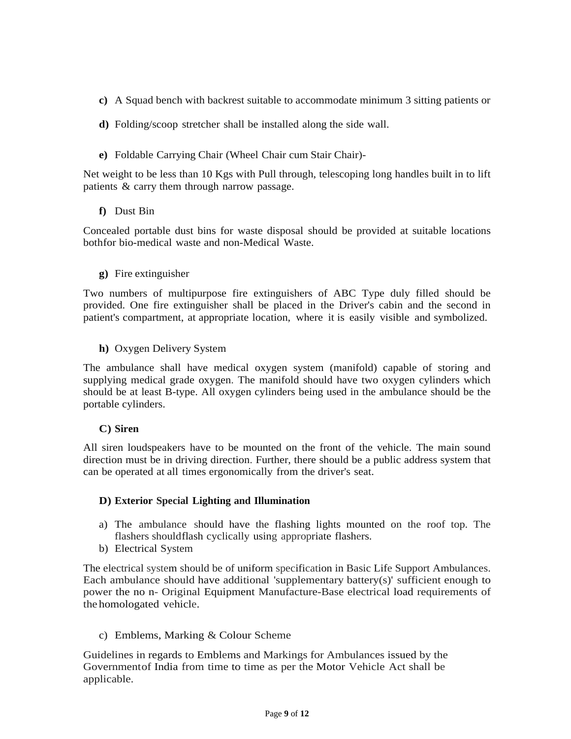**c)** A Squad bench with backrest suitable to accommodate minimum 3 sitting patients or

**d)** Folding/scoop stretcher shall be installed along the side wall.

**e)** Foldable Carrying Chair (Wheel Chair cum Stair Chair)-

Net weight to be less than 10 Kgs with Pull through, telescoping long handles built in to lift patients & carry them through narrow passage.

**f)** Dust Bin

Concealed portable dust bins for waste disposal should be provided at suitable locations bothfor bio-medical waste and non-Medical Waste.

**g)** Fire extinguisher

Two numbers of multipurpose fire extinguishers of ABC Type duly filled should be provided. One fire extinguisher shall be placed in the Driver's cabin and the second in patient's compartment, at appropriate location, where it is easily visible and symbolized.

**h)** Oxygen Delivery System

The ambulance shall have medical oxygen system (manifold) capable of storing and supplying medical grade oxygen. The manifold should have two oxygen cylinders which should be at least B-type. All oxygen cylinders being used in the ambulance should be the portable cylinders.

**C) Siren**

All siren loudspeakers have to be mounted on the front of the vehicle. The main sound direction must be in driving direction. Further, there should be a public address system that can be operated at all times ergonomically from the driver's seat.

**D) Exterior Special Lighting and Illumination**

a) The ambulance should have the flashing lights mounted on the roof top. The flashers shouldflash cyclically using appropriate flashers.
b) Electrical System

The electrical system should be of uniform specification in Basic Life Support Ambulances. Each ambulance should have additional 'supplementary battery(s)' sufficient enough to power the no n- Original Equipment Manufacture-Base electrical load requirements of the homologated vehicle.

c) Emblems, Marking & Colour Scheme

Guidelines in regards to Emblems and Markings for Ambulances issued by the Governmentof India from time to time as per the Motor Vehicle Act shall be applicable.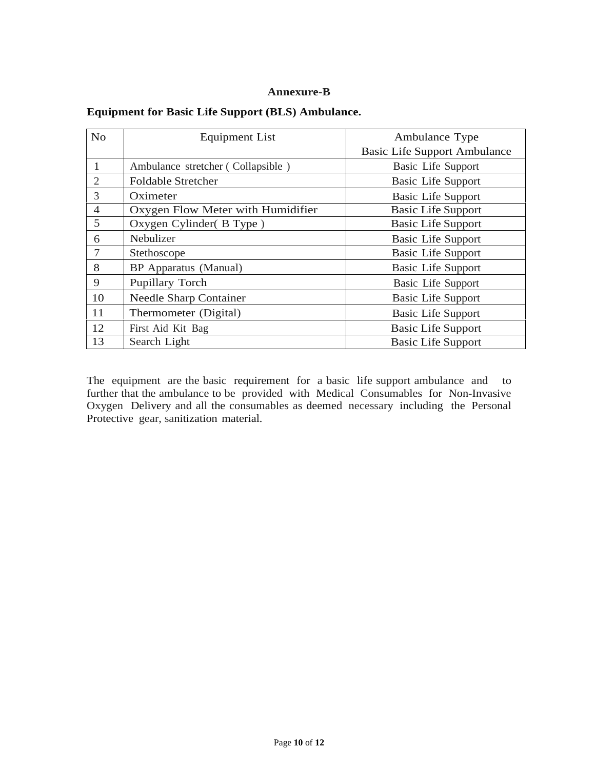**Annexure-B**

**Equipment for Basic Life Support (BLS) Ambulance.**

| No | Equipment List | Ambulance Type<br>Basic Life Support Ambulance |
|---|---|---|
| 1 | Ambulance stretcher ( Collapsible ) | Basic Life Support |
| 2 | Foldable Stretcher | Basic Life Support |
| 3 | Oximeter | Basic Life Support |
| 4 | Oxygen Flow Meter with Humidifier | Basic Life Support |
| 5 | Oxygen Cylinder( B Type ) | Basic Life Support |
| 6 | Nebulizer | Basic Life Support |
| 7 | Stethoscope | Basic Life Support |
| 8 | BP Apparatus (Manual) | Basic Life Support |
| 9 | Pupillary Torch | Basic Life Support |
| 10 | Needle Sharp Container | Basic Life Support |
| 11 | Thermometer (Digital) | Basic Life Support |
| 12 | First Aid Kit Bag | Basic Life Support |
| 13 | Search Light | Basic Life Support |

The equipment are the basic requirement for a basic life support ambulance and to further that the ambulance to be provided with Medical Consumables for Non-Invasive Oxygen Delivery and all the consumables as deemed necessary including the Personal Protective gear, sanitization material.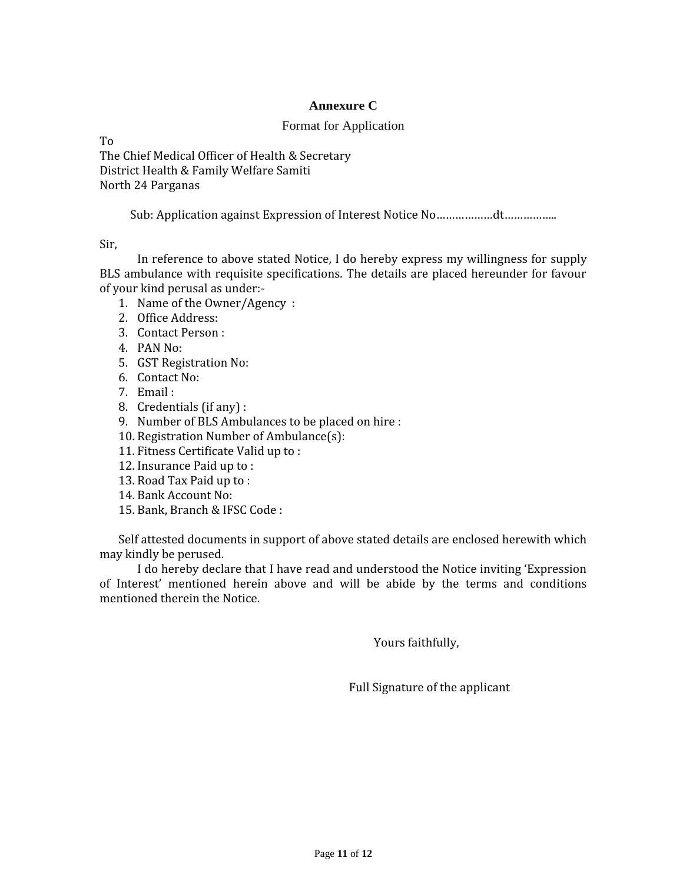## Annexure C

Format for Application

To
The Chief Medical Officer of Health & Secretary
District Health & Family Welfare Samiti
North 24 Parganas

Sub: Application against Expression of Interest Notice No………………dt……………..

Sir,

In reference to above stated Notice, I do hereby express my willingness for supply BLS ambulance with requisite specifications. The details are placed hereunder for favour of your kind perusal as under:-

1. Name of the Owner/Agency :
2. Office Address:
3. Contact Person :
4. PAN No:
5. GST Registration No:
6. Contact No:
7. Email :
8. Credentials (if any) :
9. Number of BLS Ambulances to be placed on hire :
10. Registration Number of Ambulance(s):
11. Fitness Certificate Valid up to :
12. Insurance Paid up to :
13. Road Tax Paid up to :
14. Bank Account No:
15. Bank, Branch & IFSC Code :

Self attested documents in support of above stated details are enclosed herewith which may kindly be perused.

I do hereby declare that I have read and understood the Notice inviting 'Expression of Interest' mentioned herein above and will be abide by the terms and conditions mentioned therein the Notice.

Yours faithfully,

Full Signature of the applicant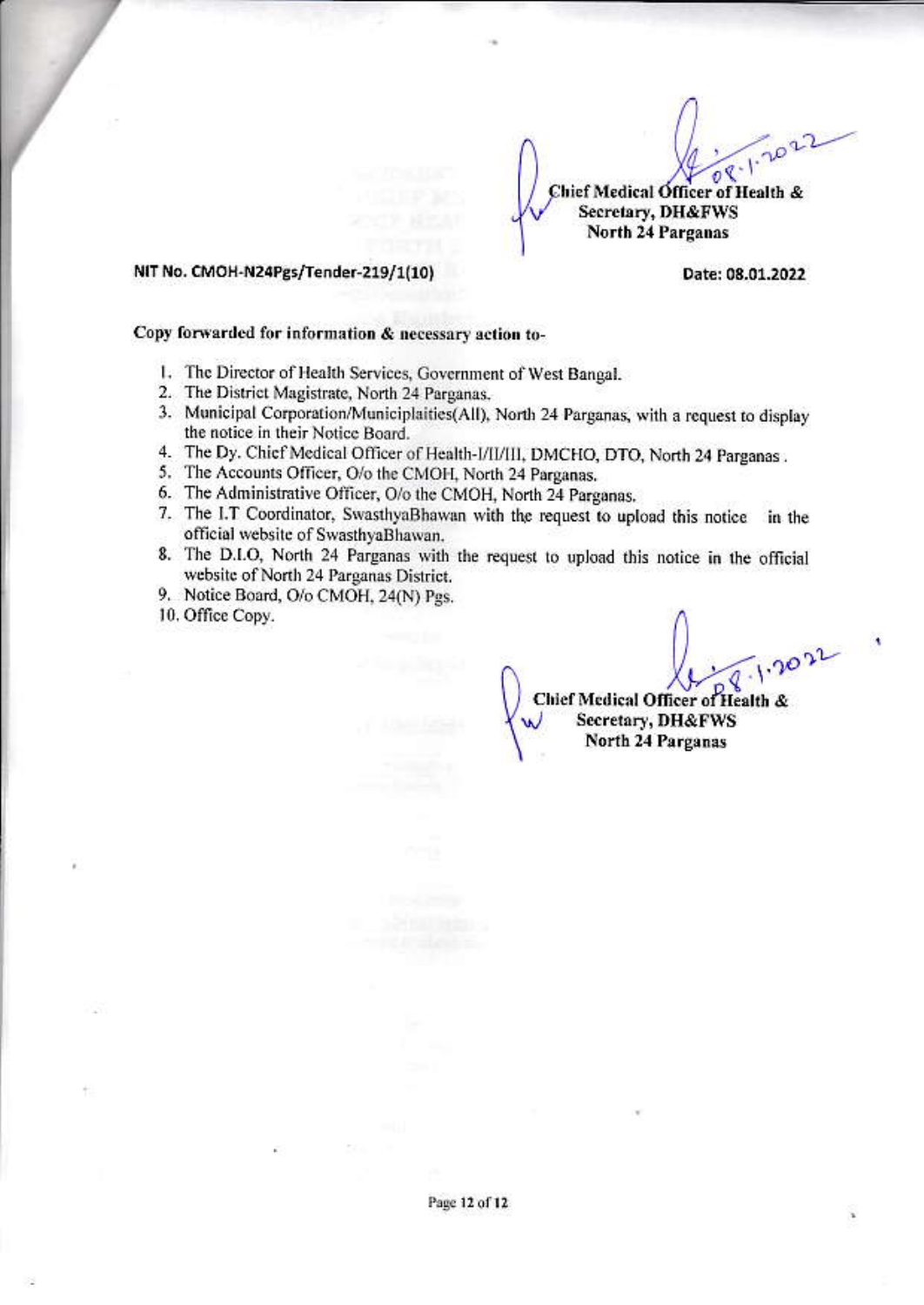08.1.2022

Chief Medical Officer of Health &
Secretary, DH&FWS
North 24 Parganas

**NIT No. CMOH-N24Pgs/Tender-219/1(10)** **Date: 08.01.2022**

**Copy forwarded for information & necessary action to-**

1. The Director of Health Services, Government of West Bangal.
2. The District Magistrate, North 24 Parganas.
3. Municipal Corporation/Municiplaities(All), North 24 Parganas, with a request to display the notice in their Notice Board.
4. The Dy. Chief Medical Officer of Health-I/II/III, DMCHO, DTO, North 24 Parganas .
5. The Accounts Officer, O/o the CMOH, North 24 Parganas.
6. The Administrative Officer, O/o the CMOH, North 24 Parganas.
7. The I.T Coordinator, SwasthyaBhawan with the request to upload this notice in the official website of SwasthyaBhawan.
8. The D.I.O, North 24 Parganas with the request to upload this notice in the official website of North 24 Parganas District.
9. Notice Board, O/o CMOH, 24(N) Pgs.
10. Office Copy.

08.1.2022

Chief Medical Officer of Health &
Secretary, DH&FWS
North 24 Parganas